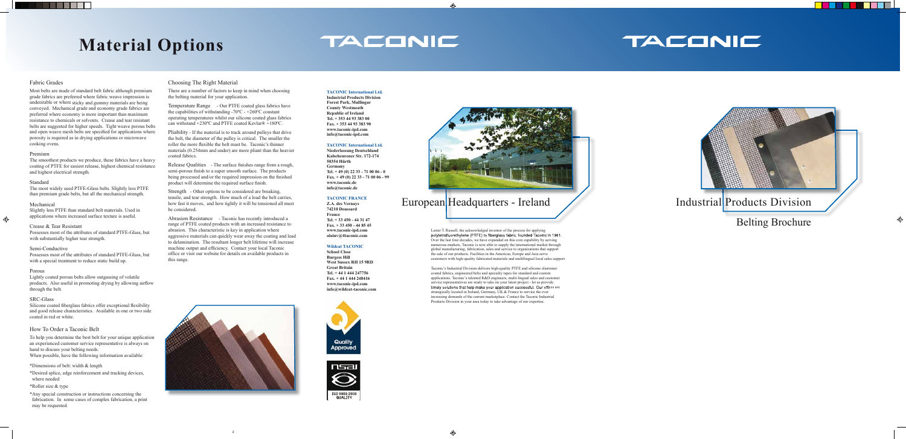# Material Options

## Fabric Grades

Most belts are made of standard belt fabric although premium grade fabrics are preferred where fabric weave impression is undesirable or where sticky and gummy materials are being conveyed. Mechanical grade and economy grade fabrics are preferred where economy is more important than maximum resistance to chemicals or solvents. Crease and tear resistant belts are suggested for higher speeds. Tight weave porous belts and open weave mesh belts are specified for applications where porosity is required as in drying applications or microwave cooking ovens.

### Premium

The smoothest products we produce, these fabrics have a heavy coating of PTFE for easiest release, highest chemical resistance and highest electrical strength.

### Standard

The most widely used PTFE-Glass belts. Slightly less PTFE than premium grade belts, but all the mechanical strength.

### Mechanical

Slightly less PTFE than standard belt materials. Used in applications where increased surface texture is useful.

### Crease & Tear Resistant

Possesses most of the attributes of standard PTFE-Glass, but with substantially higher tear strength.

### Semi-Conductive

Possesses most of the attributes of standard PTFE-Glass, but with a special treatment to reduce static build up.

### Porous

Lightly coated porous belts allow outgassing of volatile products. Also useful in promoting drying by allowing airflow through the belt.

### SRC-Glass

Silicone coated fiberglass fabrics offer exceptional flexibility and good release characteristics. Available in one or two side coated in red or white.

## How To Order a Taconic Belt

To help you determine the best belt for your unique application an experienced customer service representative is always on hand to discuss your belting needs.
When possible, have the following information available:

*Dimensions of belt: width & length

*Desired splice, edge reinforcement and tracking devices, where needed

*Roller size & type

*Any special construction or instructions concerning the fabrication. In some cases of complex fabrication, a print may be requested.

## Choosing The Right Material

There are a number of factors to keep in mind when choosing the belting material for your application.

Temperature Range - Our PTFE coated glass fabrics have the capabilities of withstanding -70ºC - +260ºC constant operating temperatures whilst our silicone coated glass fabrics can withstand +230ºC and PTFE coated Kevlar® +180ºC.

Pliability - If the material is to track around pulleys that drive the belt, the diameter of the pulley is critical. The smaller the roller the more flexible the belt must be. Taconic's thinner materials (0.254mm and under) are more pliant than the heavier coated fabrics.

Release Qualities - The surface finishes range from a rough, semi-porous finish to a super smooth surface. The products being processed and/or the required impression on the finished product will determine the required surface finish.

Strength - Other options to be considered are breaking, tensile, and tear strength. How much of a load the belt carries, how fast it moves, and how tightly it will be tensioned all must be considered.

Abrasion Resistance - Taconic has recently introduced a range of PTFE coated products with an increased resistance to abrasion. This characteristic is key in application where aggressive materials can quickly wear away the coating and lead to delamination. The resultant longer belt lifetime will increase machine output and efficiency. Contact your local Taconic office or visit our website for details on available products in this range.

**TACONIC International Ltd.**
**Industrial Products Division**
**Forest Park, Mullingar**
**County Westmeath**
**Republic of Ireland**
**Tel. + 353 44 93 383 00**
**Fax. + 353 44 93 383 90**
**www.taconic-ipd.com**
**info@taconic-ipd.com**

**TACONIC International Ltd.**
**Niederlassung Deutschland**
**Kalscheurener Str. 172-174**
**50354 Hürth**
**Germany**
**Tel. + 49 (0) 22 33 - 71 00 06 - 0**
**Fax. + 49 (0) 22 33 - 71 00 06 - 99**
**www.taconic.de**
**info@taconic.de**

**TACONIC FRANCE**
**Z.A. des Vernays**
**74210 Doussard**
**France**
**Tel. + 33 450 - 44 31 47**
**Fax. + 33 450 - 44 85 45**
**www.taconic-ipd.com**
**alainv@4taconic.com**

**Wildcat TACONIC**
**School Close**
**Burgess Hill**
**West Sussex RH 15 9RD**
**Great Britain**
**Tel. + 44 1 444 247756**
**Fax. + 44 1 444 248416**
**www.taconic-ipd.com**
**info@wildcat-taconic.com**

Quality Approved

ISO 9001:2000 QUALITY

## European Headquarters - Ireland

Lester T. Russell, the acknowledged inventor of the process for applying polytetrafluorethylene (PTFE) to fiberglass fabric, founded Taconic in 1961. Over the last four decades, we have expanded on this core capability by serving numerous markets. Taconic is now able to supply the international market through global manufacturing, fabrication, sales and service to organizations that support the sale of our products. Facilities in the Americas, Europe and Asia serve customers with high-quality fabricated materials and multilingual local sales support.

Taconic's Industrial Division delivers high-quality PTFE and silicone elastomer coated fabrics, engineered belts and specialty tapes for standard and custom applications. Taconic's talented R&D engineers, multi-lingual sales and customer service representatives are ready to take on your latest project - let us provide timely solutions that help make your application successful. Our offices are strategically located in Ireland, Germany, UK & France to service the ever increasing demands of the current marketplace. Contact the Taconic Industrial Products Division in your area today to take advantage of our expertise.

# TACONIC

## Industrial Products Division

## Belting Brochure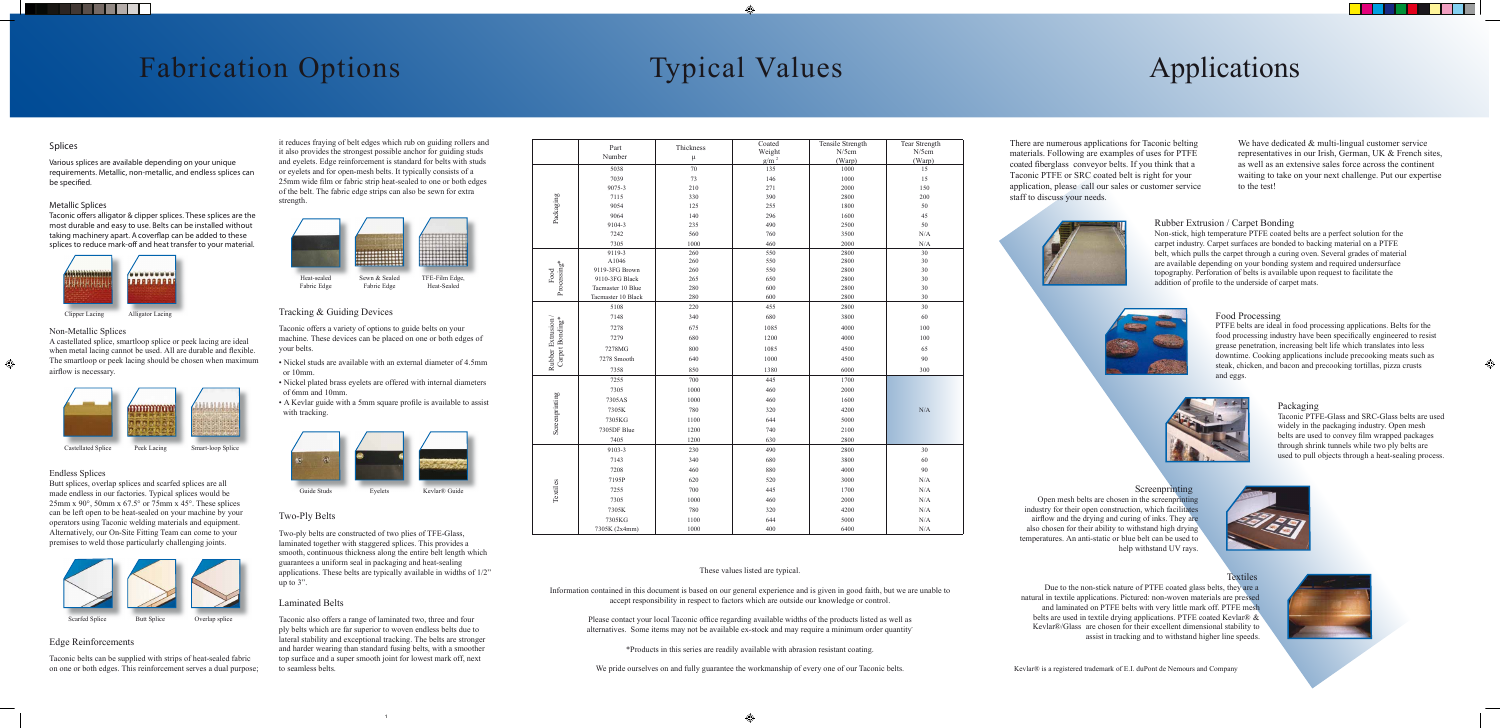# Fabrication Options

## Splices

Various splices are available depending on your unique requirements. Metallic, non-metallic, and endless splices can be specified.

### Metallic Splices

Taconic offers alligator & clipper splices. These splices are the most durable and easy to use. Belts can be installed without taking machinery apart. A coverflap can be added to these splices to reduce mark-off and heat transfer to your material.

Clipper Lacing    Alligator Lacing

### Non-Metallic Splices

A castellated splice, smartloop splice or peek lacing are ideal when metal lacing cannot be used. All are durable and flexible. The smartloop or peek lacing should be chosen when maximum airflow is necessary.

Castellated Splice    Peek Lacing    Smart-loop Splice

### Endless Splices

Butt splices, overlap splices and scarfed splices are all made endless in our factories. Typical splices would be 25mm x 90°, 50mm x 67.5° or 75mm x 45°. These splices can be left open to be heat-sealed on your machine by your operators using Taconic welding materials and equipment. Alternatively, our On-Site Fitting Team can come to your premises to weld those particularly challenging joints.

Scarfed Splice    Butt Splice    Overlap splice

## Edge Reinforcements

Taconic belts can be supplied with strips of heat-sealed fabric on one or both edges. This reinforcement serves a dual purpose; it reduces fraying of belt edges which rub on guiding rollers and it also provides the strongest possible anchor for guiding studs and eyelets. Edge reinforcement is standard for belts with studs or eyelets and for open-mesh belts. It typically consists of a 25mm wide film or fabric strip heat-sealed to one or both edges of the belt. The fabric edge strips can also be sewn for extra strength.

Heat-sealed Fabric Edge    Sewn & Sealed Fabric Edge    TFE-Film Edge, Heat-Sealed

## Tracking & Guiding Devices

Taconic offers a variety of options to guide belts on your machine. These devices can be placed on one or both edges of your belts.

- Nickel studs are available with an external diameter of 4.5mm or 10mm.
- Nickel plated brass eyelets are offered with internal diameters of 6mm and 10mm.
- A Kevlar guide with a 5mm square profile is available to assist with tracking.

Guide Studs    Eyelets    Kevlar® Guide

## Two-Ply Belts

Two-ply belts are constructed of two plies of TFE-Glass, laminated together with staggered splices. This provides a smooth, continuous thickness along the entire belt length which guarantees a uniform seal in packaging and heat-sealing applications. These belts are typically available in widths of 1/2" up to 3".

## Laminated Belts

Taconic also offers a range of laminated two, three and four ply belts which are far superior to woven endless belts due to lateral stability and exceptional tracking. The belts are stronger and harder wearing than standard fusing belts, with a smoother top surface and a super smooth joint for lowest mark off, next to seamless belts.

# Typical Values

| | Part Number | Thickness μ | Coated Weight g/m² | Tensile Strength N/5cm (Warp) | Tear Strength N/5cm (Warp) |
|---|---|---|---|---|---|
| Packaging | 5038 | 70 | 135 | 1000 | 15 |
| | 7039 | 73 | 146 | 1000 | 15 |
| | 9075-3 | 210 | 271 | 2000 | 150 |
| | 7115 | 330 | 390 | 2800 | 200 |
| | 9054 | 125 | 255 | 1800 | 50 |
| | 9064 | 140 | 296 | 1600 | 45 |
| | 9104-3 | 235 | 490 | 2500 | 50 |
| | 7242 | 560 | 760 | 3500 | N/A |
| | 7305 | 1000 | 460 | 2000 | N/A |
| Food Processing* | 9119-3 | 260 | 550 | 2800 | 30 |
| | A1046 | 260 | 550 | 2800 | 30 |
| | 9119-3FG Brown | 260 | 550 | 2800 | 30 |
| | 9110-3FG Black | 265 | 650 | 2800 | 30 |
| | Tacmaster 10 Blue | 280 | 600 | 2800 | 30 |
| | Tacmaster 10 Black | 280 | 600 | 2800 | 30 |
| Rubber Extrusion / Carpet Bonding* | 5108 | 220 | 455 | 2800 | 30 |
| | 7148 | 340 | 680 | 3800 | 60 |
| | 7278 | 675 | 1085 | 4000 | 100 |
| | 7279 | 680 | 1200 | 4000 | 100 |
| | 7278MG | 800 | 1085 | 4500 | 65 |
| | 7278 Smooth | 640 | 1000 | 4500 | 90 |
| | 7358 | 850 | 1380 | 6000 | 300 |
| Screenprinting | 7255 | 700 | 445 | 1700 | N/A |
| | 7305 | 1000 | 460 | 2000 | |
| | 7305AS | 1000 | 460 | 1600 | |
| | 7305K | 780 | 320 | 4200 | |
| | 7305KG | 1100 | 644 | 5000 | |
| | 7305DF Blue | 1200 | 740 | 2100 | |
| | 7405 | 1200 | 630 | 2800 | |
| Textiles | 9103-3 | 230 | 490 | 2800 | 30 |
| | 7143 | 340 | 680 | 3800 | 60 |
| | 7208 | 460 | 880 | 4000 | 90 |
| | 7195P | 620 | 520 | 3000 | N/A |
| | 7255 | 700 | 445 | 1700 | N/A |
| | 7305 | 1000 | 460 | 2000 | N/A |
| | 7305K | 780 | 320 | 4200 | N/A |
| | 7305KG | 1100 | 644 | 5000 | N/A |
| | 7305K (2x4mm) | 1000 | 400 | 6400 | N/A |

These values listed are typical.

Information contained in this document is based on our general experience and is given in good faith, but we are unable to accept responsibility in respect to factors which are outside our knowledge or control.

Please contact your local Taconic office regarding available widths of the products listed as well as alternatives. Some items may not be available ex-stock and may require a minimum order quantity.

*Products in this series are readily available with abrasion resistant coating.

We pride ourselves on and fully guarantee the workmanship of every one of our Taconic belts.

# Applications

There are numerous applications for Taconic belting materials. Following are examples of uses for PTFE coated fiberglass conveyor belts. If you think that a Taconic PTFE or SRC coated belt is right for your application, please call our sales or customer service staff to discuss your needs.

We have dedicated & multi-lingual customer service representatives in our Irish, German, UK & French sites, as well as an extensive sales force across the continent waiting to take on your next challenge. Put our expertise to the test!

## Rubber Extrusion / Carpet Bonding

Non-stick, high temperature PTFE coated belts are a perfect solution for the carpet industry. Carpet surfaces are bonded to backing material on a PTFE belt, which pulls the carpet through a curing oven. Several grades of material are available depending on your bonding system and required undersurface topography. Perforation of belts is available upon request to facilitate the addition of profile to the underside of carpet mats.

## Food Processing

PTFE belts are ideal in food processing applications. Belts for the food processing industry have been specifically engineered to resist grease penetration, increasing belt life which translates into less downtime. Cooking applications include precooking meats such as steak, chicken, and bacon and precooking tortillas, pizza crusts and eggs.

## Packaging

Taconic PTFE-Glass and SRC-Glass belts are used widely in the packaging industry. Open mesh belts are used to convey film wrapped packages through shrink tunnels while two ply belts are used to pull objects through a heat-sealing process.

## Screenprinting

Open mesh belts are chosen in the screenprinting industry for their open construction, which facilitates airflow and the drying and curing of inks. They are also chosen for their ability to withstand high drying temperatures. An anti-static or blue belt can be used to help withstand UV rays.

## Textiles

Due to the non-stick nature of PTFE coated glass belts, they are a natural in textile applications. Pictured: non-woven materials are pressed and laminated on PTFE belts with very little mark off. PTFE mesh belts are used in textile drying applications. PTFE coated Kevlar® & Kevlar®/Glass are chosen for their excellent dimensional stability to assist in tracking and to withstand higher line speeds.

Kevlar® is a registered trademark of E.I. duPont de Nemours and Company